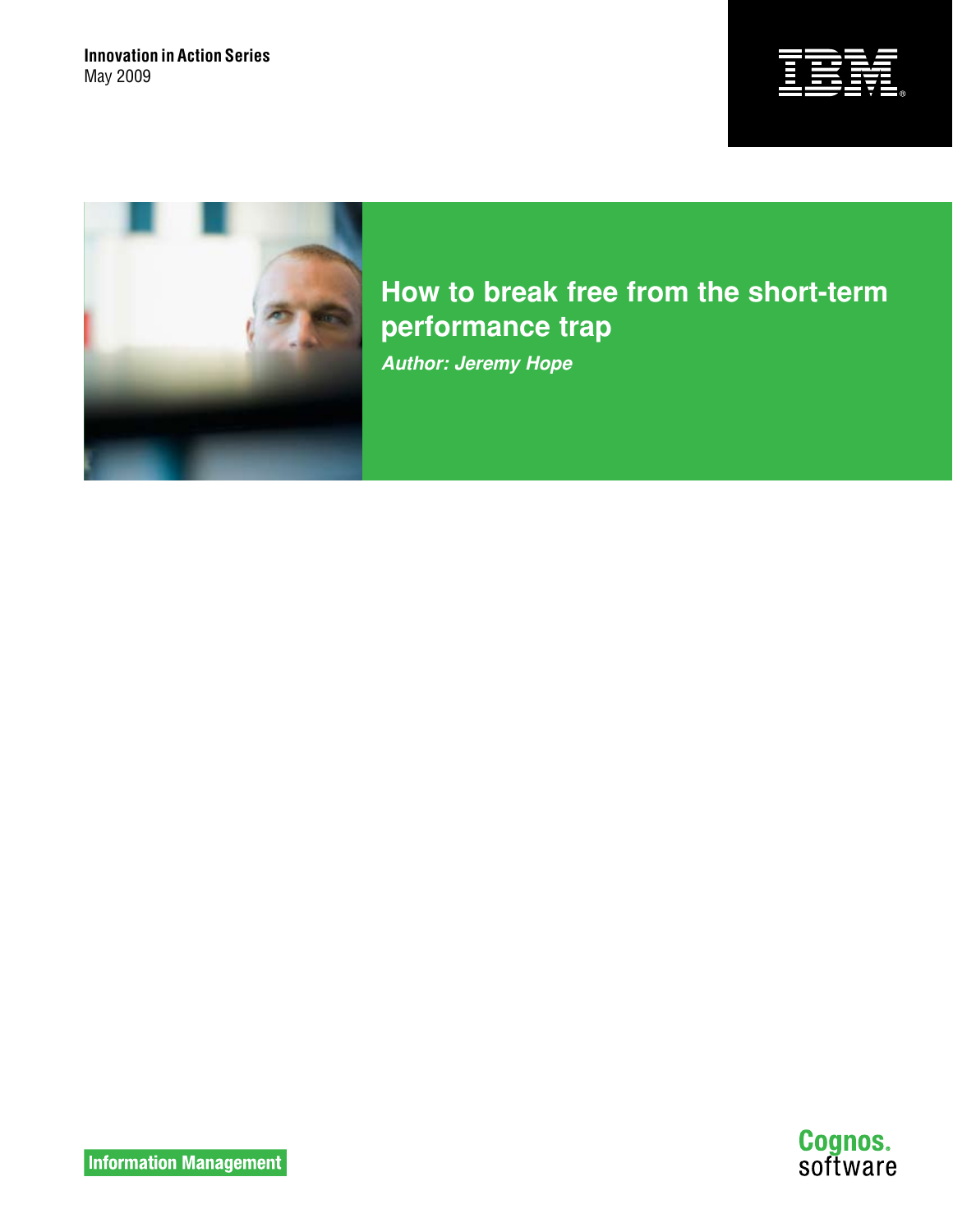**Innovation in Action Series**
May 2009

IBM

# How to break free from the short-term performance trap

***Author: Jeremy Hope***

Information Management

Cognos. software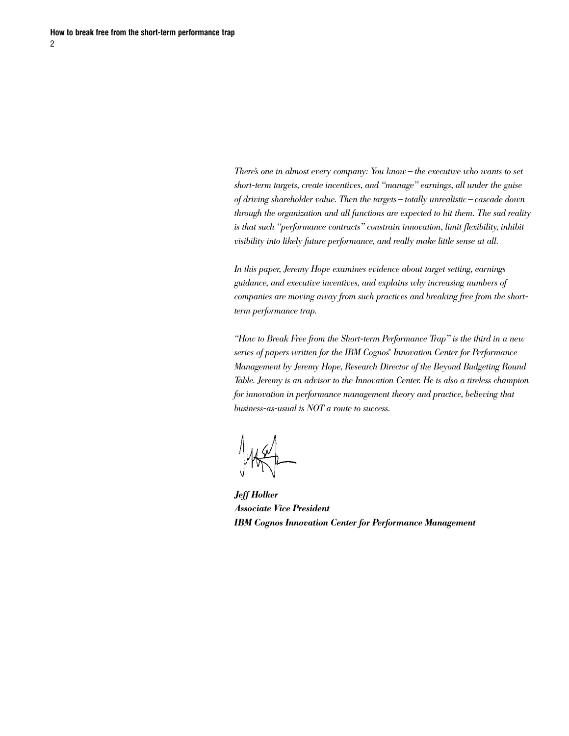*There's one in almost every company: You know – the executive who wants to set short-term targets, create incentives, and "manage" earnings, all under the guise of driving shareholder value. Then the targets – totally unrealistic – cascade down through the organization and all functions are expected to hit them. The sad reality is that such "performance contracts" constrain innovation, limit flexibility, inhibit visibility into likely future performance, and really make little sense at all.*

*In this paper, Jeremy Hope examines evidence about target setting, earnings guidance, and executive incentives, and explains why increasing numbers of companies are moving away from such practices and breaking free from the short-term performance trap.*

*"How to Break Free from the Short-term Performance Trap" is the third in a new series of papers written for the IBM Cognos® Innovation Center for Performance Management by Jeremy Hope, Research Director of the Beyond Budgeting Round Table. Jeremy is an advisor to the Innovation Center. He is also a tireless champion for innovation in performance management theory and practice, believing that business-as-usual is NOT a route to success.*

***Jeff Holker***
***Associate Vice President***
***IBM Cognos Innovation Center for Performance Management***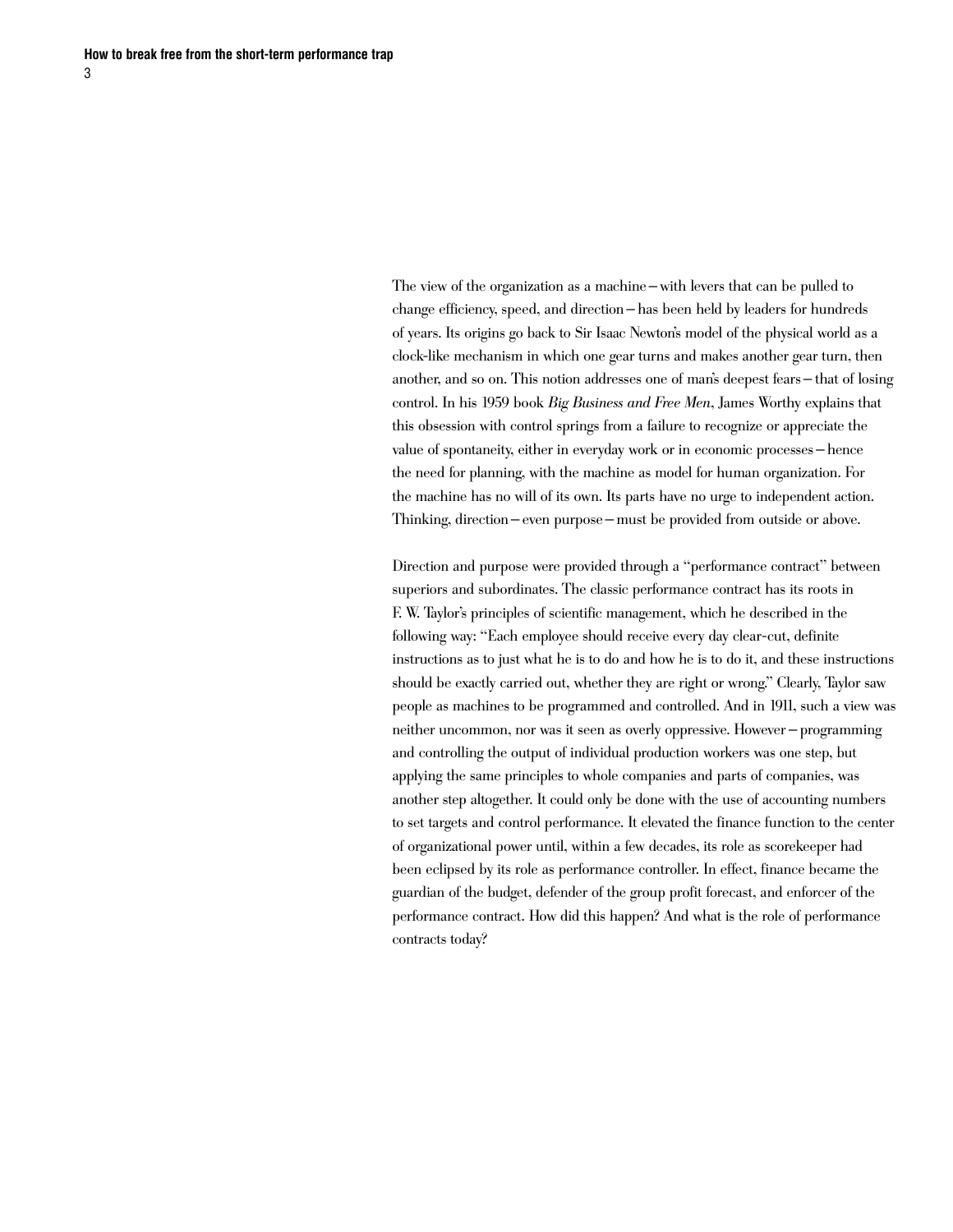The view of the organization as a machine—with levers that can be pulled to change efficiency, speed, and direction—has been held by leaders for hundreds of years. Its origins go back to Sir Isaac Newton's model of the physical world as a clock-like mechanism in which one gear turns and makes another gear turn, then another, and so on. This notion addresses one of man's deepest fears—that of losing control. In his 1959 book *Big Business and Free Men*, James Worthy explains that this obsession with control springs from a failure to recognize or appreciate the value of spontaneity, either in everyday work or in economic processes—hence the need for planning, with the machine as model for human organization. For the machine has no will of its own. Its parts have no urge to independent action. Thinking, direction—even purpose—must be provided from outside or above.

Direction and purpose were provided through a "performance contract" between superiors and subordinates. The classic performance contract has its roots in F. W. Taylor's principles of scientific management, which he described in the following way: "Each employee should receive every day clear-cut, definite instructions as to just what he is to do and how he is to do it, and these instructions should be exactly carried out, whether they are right or wrong." Clearly, Taylor saw people as machines to be programmed and controlled. And in 1911, such a view was neither uncommon, nor was it seen as overly oppressive. However—programming and controlling the output of individual production workers was one step, but applying the same principles to whole companies and parts of companies, was another step altogether. It could only be done with the use of accounting numbers to set targets and control performance. It elevated the finance function to the center of organizational power until, within a few decades, its role as scorekeeper had been eclipsed by its role as performance controller. In effect, finance became the guardian of the budget, defender of the group profit forecast, and enforcer of the performance contract. How did this happen? And what is the role of performance contracts today?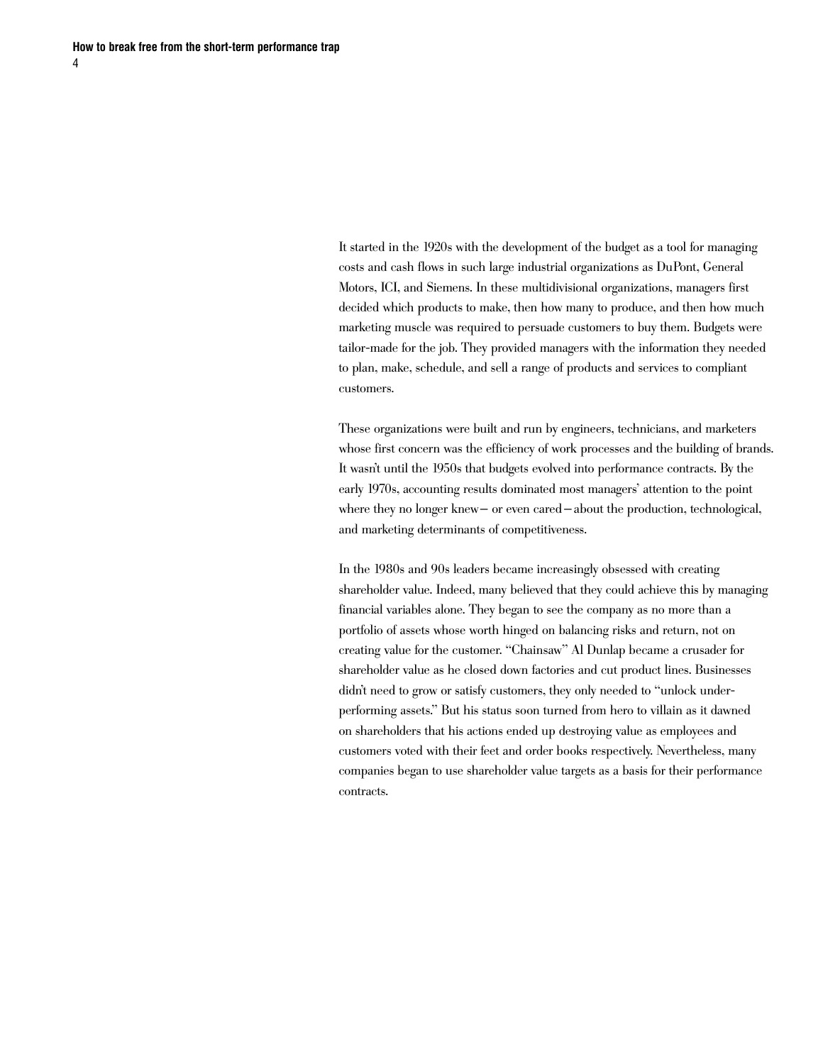It started in the 1920s with the development of the budget as a tool for managing costs and cash flows in such large industrial organizations as DuPont, General Motors, ICI, and Siemens. In these multidivisional organizations, managers first decided which products to make, then how many to produce, and then how much marketing muscle was required to persuade customers to buy them. Budgets were tailor-made for the job. They provided managers with the information they needed to plan, make, schedule, and sell a range of products and services to compliant customers.

These organizations were built and run by engineers, technicians, and marketers whose first concern was the efficiency of work processes and the building of brands. It wasn't until the 1950s that budgets evolved into performance contracts. By the early 1970s, accounting results dominated most managers' attention to the point where they no longer knew— or even cared—about the production, technological, and marketing determinants of competitiveness.

In the 1980s and 90s leaders became increasingly obsessed with creating shareholder value. Indeed, many believed that they could achieve this by managing financial variables alone. They began to see the company as no more than a portfolio of assets whose worth hinged on balancing risks and return, not on creating value for the customer. "Chainsaw" Al Dunlap became a crusader for shareholder value as he closed down factories and cut product lines. Businesses didn't need to grow or satisfy customers, they only needed to "unlock under-performing assets." But his status soon turned from hero to villain as it dawned on shareholders that his actions ended up destroying value as employees and customers voted with their feet and order books respectively. Nevertheless, many companies began to use shareholder value targets as a basis for their performance contracts.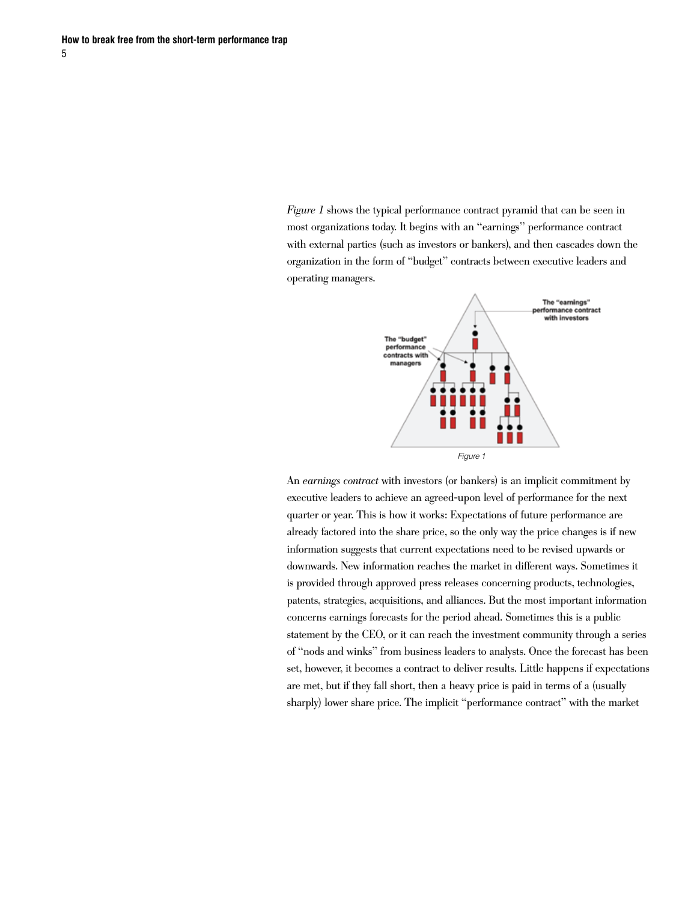*Figure 1* shows the typical performance contract pyramid that can be seen in most organizations today. It begins with an "earnings" performance contract with external parties (such as investors or bankers), and then cascades down the organization in the form of "budget" contracts between executive leaders and operating managers.

Figure 1

An *earnings contract* with investors (or bankers) is an implicit commitment by executive leaders to achieve an agreed-upon level of performance for the next quarter or year. This is how it works: Expectations of future performance are already factored into the share price, so the only way the price changes is if new information suggests that current expectations need to be revised upwards or downwards. New information reaches the market in different ways. Sometimes it is provided through approved press releases concerning products, technologies, patents, strategies, acquisitions, and alliances. But the most important information concerns earnings forecasts for the period ahead. Sometimes this is a public statement by the CEO, or it can reach the investment community through a series of "nods and winks" from business leaders to analysts. Once the forecast has been set, however, it becomes a contract to deliver results. Little happens if expectations are met, but if they fall short, then a heavy price is paid in terms of a (usually sharply) lower share price. The implicit "performance contract" with the market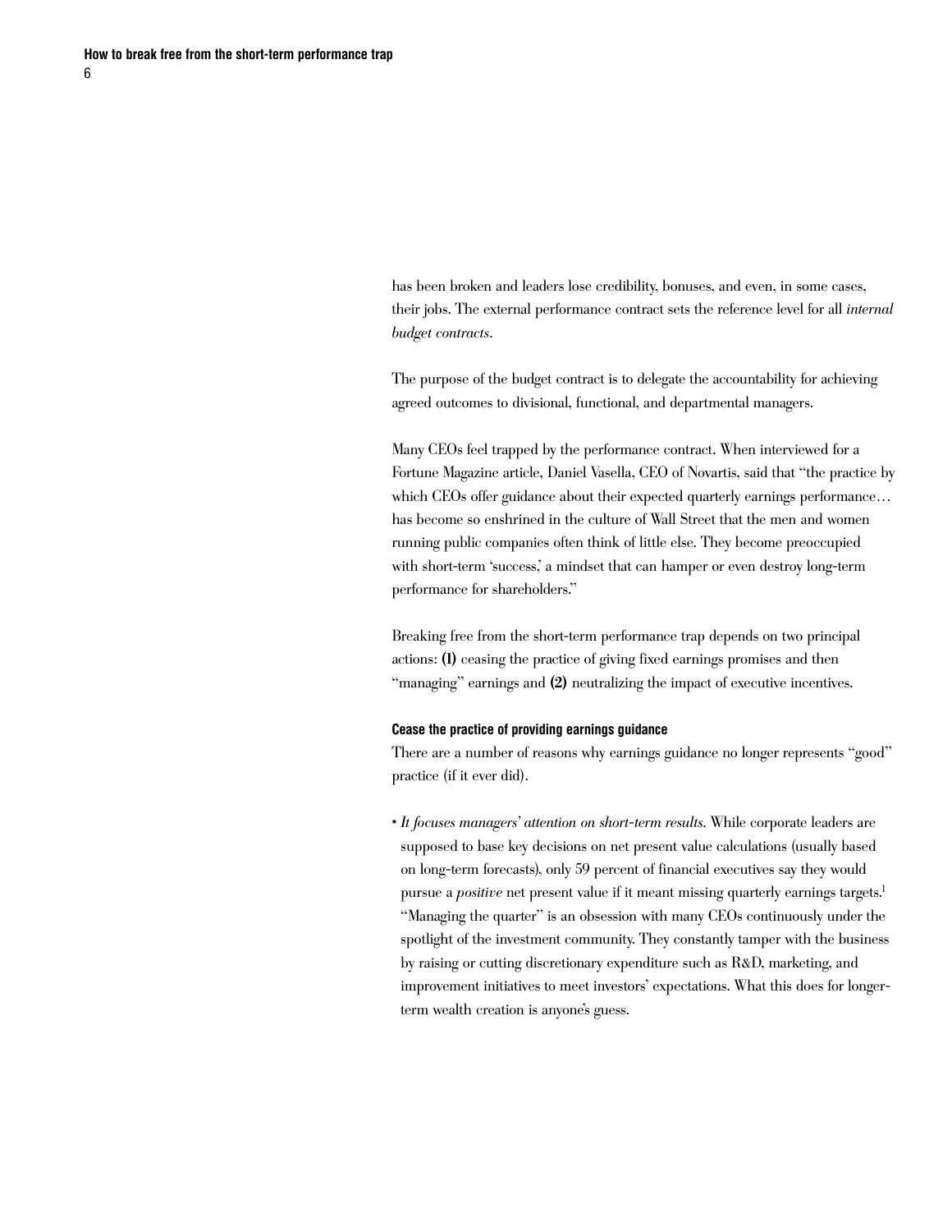has been broken and leaders lose credibility, bonuses, and even, in some cases, their jobs. The external performance contract sets the reference level for all *internal budget contracts*.

The purpose of the budget contract is to delegate the accountability for achieving agreed outcomes to divisional, functional, and departmental managers.

Many CEOs feel trapped by the performance contract. When interviewed for a Fortune Magazine article, Daniel Vasella, CEO of Novartis, said that "the practice by which CEOs offer guidance about their expected quarterly earnings performance… has become so enshrined in the culture of Wall Street that the men and women running public companies often think of little else. They become preoccupied with short-term 'success,' a mindset that can hamper or even destroy long-term performance for shareholders."

Breaking free from the short-term performance trap depends on two principal actions: **(1)** ceasing the practice of giving fixed earnings promises and then "managing" earnings and **(2)** neutralizing the impact of executive incentives.

#### Cease the practice of providing earnings guidance

There are a number of reasons why earnings guidance no longer represents "good" practice (if it ever did).

- *It focuses managers' attention on short-term results.* While corporate leaders are supposed to base key decisions on net present value calculations (usually based on long-term forecasts), only 59 percent of financial executives say they would pursue a *positive* net present value if it meant missing quarterly earnings targets.[1] "Managing the quarter" is an obsession with many CEOs continuously under the spotlight of the investment community. They constantly tamper with the business by raising or cutting discretionary expenditure such as R&D, marketing, and improvement initiatives to meet investors' expectations. What this does for longer-term wealth creation is anyone's guess.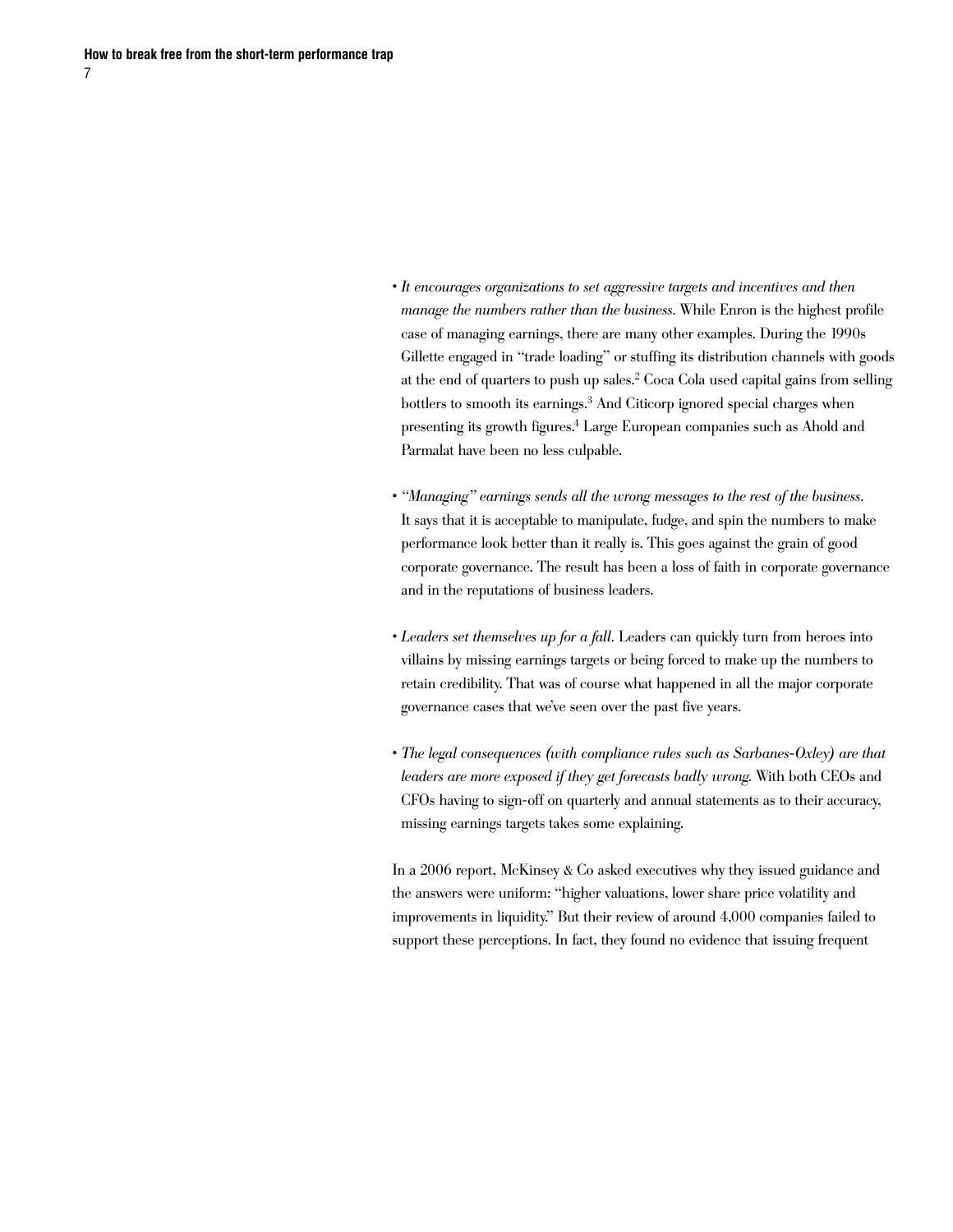- *It encourages organizations to set aggressive targets and incentives and then manage the numbers rather than the business.* While Enron is the highest profile case of managing earnings, there are many other examples. During the 1990s Gillette engaged in "trade loading" or stuffing its distribution channels with goods at the end of quarters to push up sales.[2] Coca Cola used capital gains from selling bottlers to smooth its earnings.[3] And Citicorp ignored special charges when presenting its growth figures.[4] Large European companies such as Ahold and Parmalat have been no less culpable.

- *"Managing" earnings sends all the wrong messages to the rest of the business.* It says that it is acceptable to manipulate, fudge, and spin the numbers to make performance look better than it really is. This goes against the grain of good corporate governance. The result has been a loss of faith in corporate governance and in the reputations of business leaders.

- *Leaders set themselves up for a fall.* Leaders can quickly turn from heroes into villains by missing earnings targets or being forced to make up the numbers to retain credibility. That was of course what happened in all the major corporate governance cases that we've seen over the past five years.

- *The legal consequences (with compliance rules such as Sarbanes-Oxley) are that leaders are more exposed if they get forecasts badly wrong.* With both CEOs and CFOs having to sign-off on quarterly and annual statements as to their accuracy, missing earnings targets takes some explaining.

In a 2006 report, McKinsey & Co asked executives why they issued guidance and the answers were uniform: "higher valuations, lower share price volatility and improvements in liquidity." But their review of around 4,000 companies failed to support these perceptions. In fact, they found no evidence that issuing frequent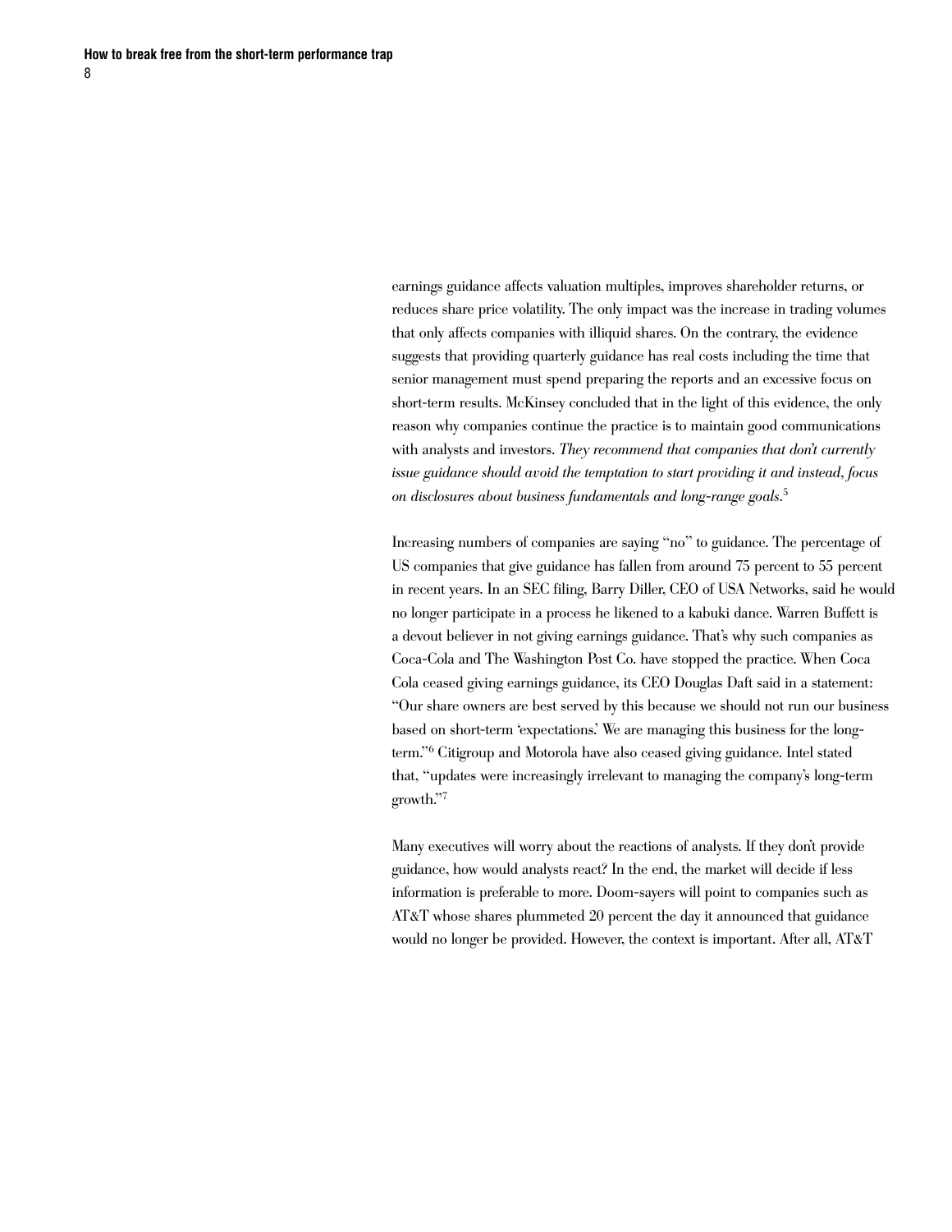earnings guidance affects valuation multiples, improves shareholder returns, or reduces share price volatility. The only impact was the increase in trading volumes that only affects companies with illiquid shares. On the contrary, the evidence suggests that providing quarterly guidance has real costs including the time that senior management must spend preparing the reports and an excessive focus on short-term results. McKinsey concluded that in the light of this evidence, the only reason why companies continue the practice is to maintain good communications with analysts and investors. *They recommend that companies that don't currently issue guidance should avoid the temptation to start providing it and instead, focus on disclosures about business fundamentals and long-range goals.*[5]

Increasing numbers of companies are saying "no" to guidance. The percentage of US companies that give guidance has fallen from around 75 percent to 55 percent in recent years. In an SEC filing, Barry Diller, CEO of USA Networks, said he would no longer participate in a process he likened to a kabuki dance. Warren Buffett is a devout believer in not giving earnings guidance. That's why such companies as Coca-Cola and The Washington Post Co. have stopped the practice. When Coca Cola ceased giving earnings guidance, its CEO Douglas Daft said in a statement: "Our share owners are best served by this because we should not run our business based on short-term 'expectations.' We are managing this business for the long-term."[6] Citigroup and Motorola have also ceased giving guidance. Intel stated that, "updates were increasingly irrelevant to managing the company's long-term growth."[7]

Many executives will worry about the reactions of analysts. If they don't provide guidance, how would analysts react? In the end, the market will decide if less information is preferable to more. Doom-sayers will point to companies such as AT&T whose shares plummeted 20 percent the day it announced that guidance would no longer be provided. However, the context is important. After all, AT&T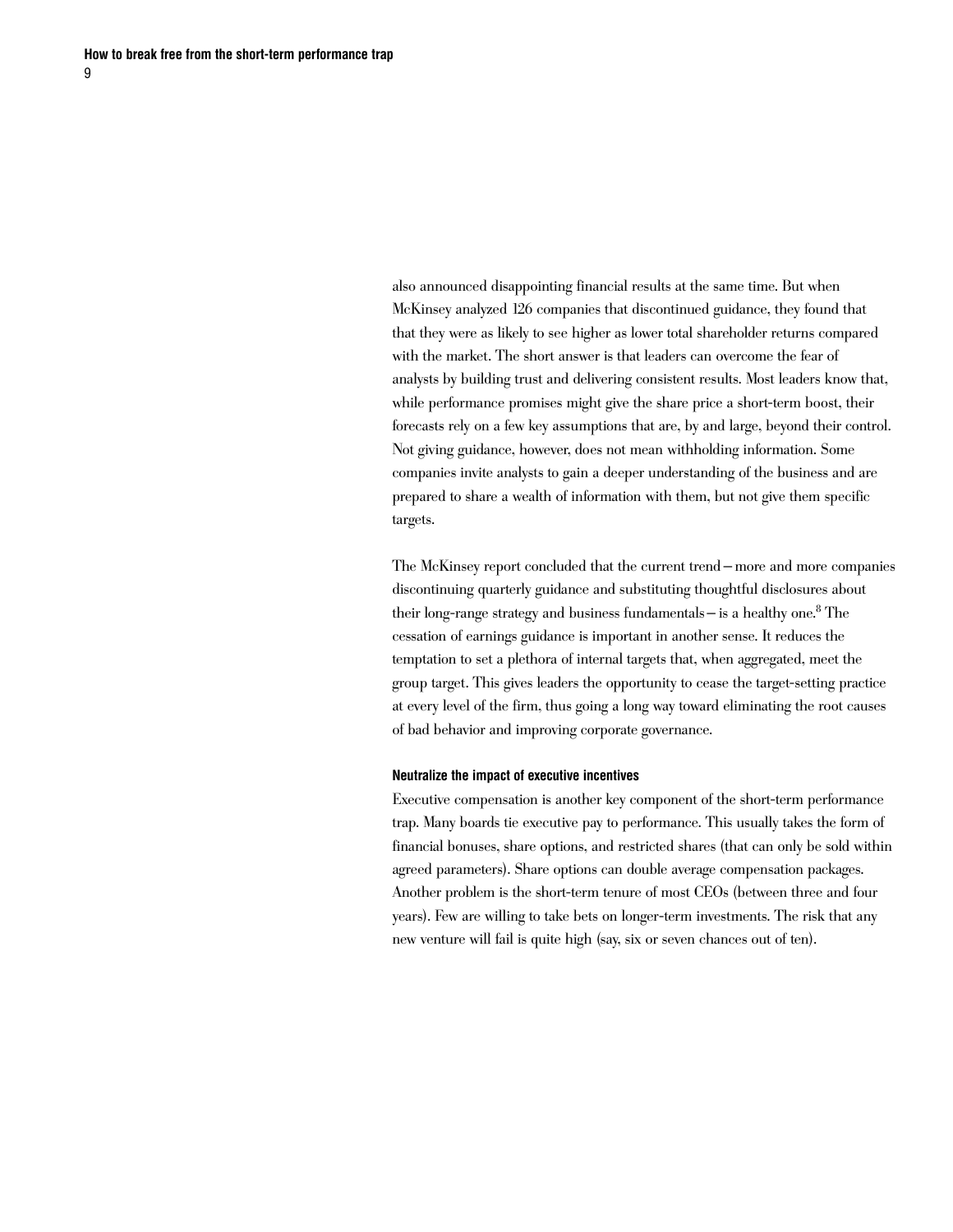also announced disappointing financial results at the same time. But when McKinsey analyzed 126 companies that discontinued guidance, they found that that they were as likely to see higher as lower total shareholder returns compared with the market. The short answer is that leaders can overcome the fear of analysts by building trust and delivering consistent results. Most leaders know that, while performance promises might give the share price a short-term boost, their forecasts rely on a few key assumptions that are, by and large, beyond their control. Not giving guidance, however, does not mean withholding information. Some companies invite analysts to gain a deeper understanding of the business and are prepared to share a wealth of information with them, but not give them specific targets.

The McKinsey report concluded that the current trend—more and more companies discontinuing quarterly guidance and substituting thoughtful disclosures about their long-range strategy and business fundamentals—is a healthy one.[8] The cessation of earnings guidance is important in another sense. It reduces the temptation to set a plethora of internal targets that, when aggregated, meet the group target. This gives leaders the opportunity to cease the target-setting practice at every level of the firm, thus going a long way toward eliminating the root causes of bad behavior and improving corporate governance.

#### Neutralize the impact of executive incentives

Executive compensation is another key component of the short-term performance trap. Many boards tie executive pay to performance. This usually takes the form of financial bonuses, share options, and restricted shares (that can only be sold within agreed parameters). Share options can double average compensation packages. Another problem is the short-term tenure of most CEOs (between three and four years). Few are willing to take bets on longer-term investments. The risk that any new venture will fail is quite high (say, six or seven chances out of ten).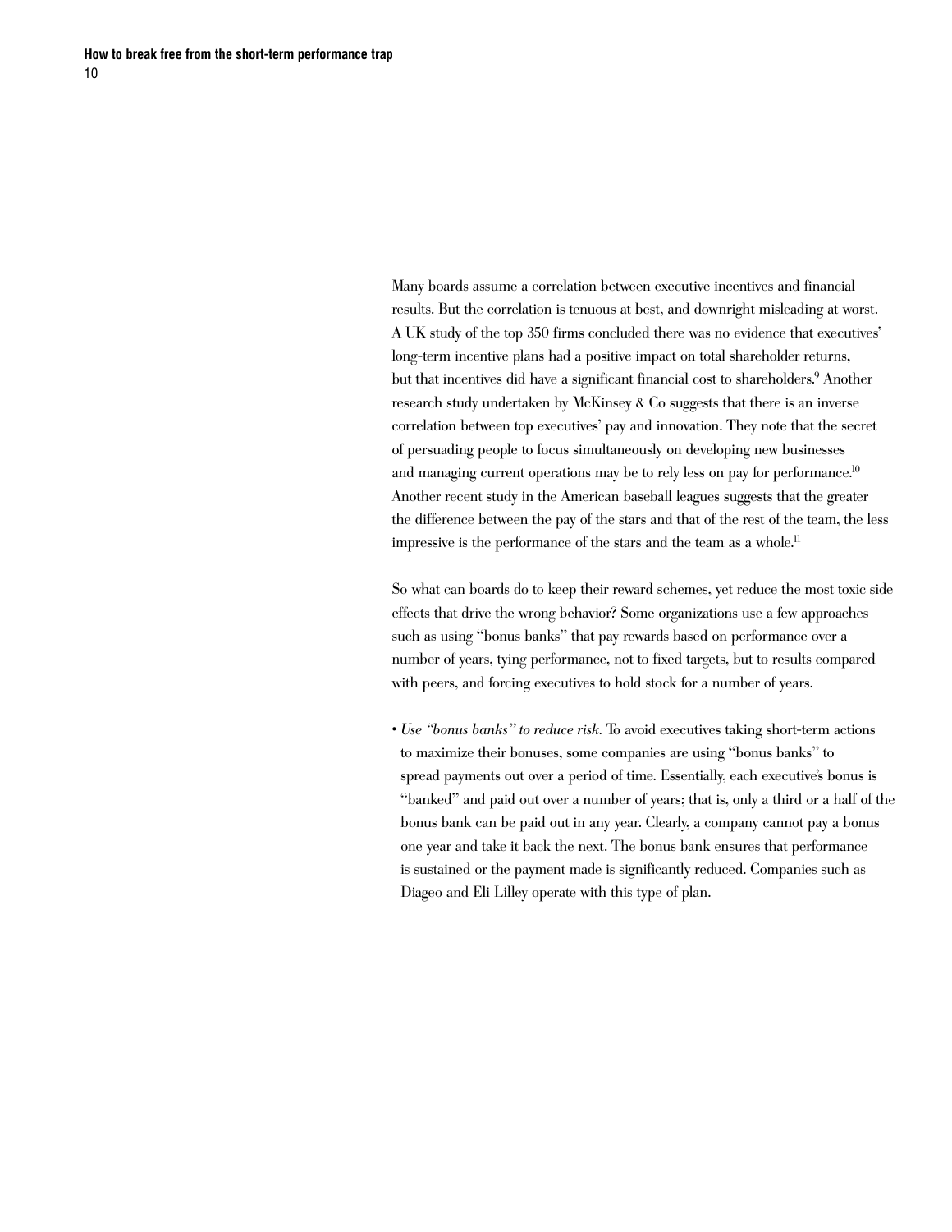Many boards assume a correlation between executive incentives and financial results. But the correlation is tenuous at best, and downright misleading at worst. A UK study of the top 350 firms concluded there was no evidence that executives' long-term incentive plans had a positive impact on total shareholder returns, but that incentives did have a significant financial cost to shareholders.[9] Another research study undertaken by McKinsey & Co suggests that there is an inverse correlation between top executives' pay and innovation. They note that the secret of persuading people to focus simultaneously on developing new businesses and managing current operations may be to rely less on pay for performance.[10] Another recent study in the American baseball leagues suggests that the greater the difference between the pay of the stars and that of the rest of the team, the less impressive is the performance of the stars and the team as a whole.[11]

So what can boards do to keep their reward schemes, yet reduce the most toxic side effects that drive the wrong behavior? Some organizations use a few approaches such as using "bonus banks" that pay rewards based on performance over a number of years, tying performance, not to fixed targets, but to results compared with peers, and forcing executives to hold stock for a number of years.

- *Use "bonus banks" to reduce risk.* To avoid executives taking short-term actions to maximize their bonuses, some companies are using "bonus banks" to spread payments out over a period of time. Essentially, each executive's bonus is "banked" and paid out over a number of years; that is, only a third or a half of the bonus bank can be paid out in any year. Clearly, a company cannot pay a bonus one year and take it back the next. The bonus bank ensures that performance is sustained or the payment made is significantly reduced. Companies such as Diageo and Eli Lilley operate with this type of plan.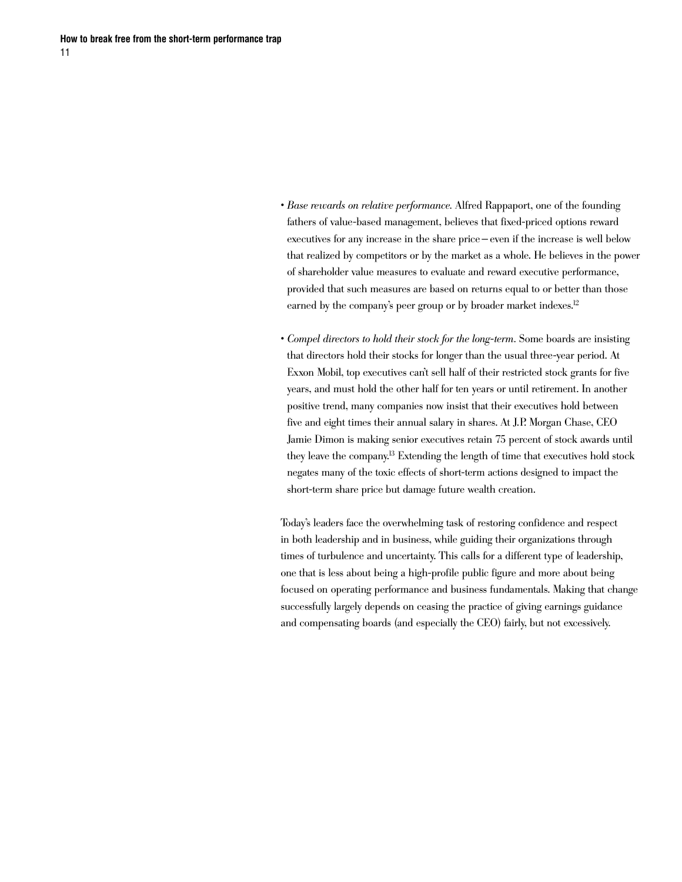- *Base rewards on relative performance.* Alfred Rappaport, one of the founding fathers of value-based management, believes that fixed-priced options reward executives for any increase in the share price—even if the increase is well below that realized by competitors or by the market as a whole. He believes in the power of shareholder value measures to evaluate and reward executive performance, provided that such measures are based on returns equal to or better than those earned by the company's peer group or by broader market indexes.[12]

- *Compel directors to hold their stock for the long-term.* Some boards are insisting that directors hold their stocks for longer than the usual three-year period. At Exxon Mobil, top executives can't sell half of their restricted stock grants for five years, and must hold the other half for ten years or until retirement. In another positive trend, many companies now insist that their executives hold between five and eight times their annual salary in shares. At J.P. Morgan Chase, CEO Jamie Dimon is making senior executives retain 75 percent of stock awards until they leave the company.[13] Extending the length of time that executives hold stock negates many of the toxic effects of short-term actions designed to impact the short-term share price but damage future wealth creation.

Today's leaders face the overwhelming task of restoring confidence and respect in both leadership and in business, while guiding their organizations through times of turbulence and uncertainty. This calls for a different type of leadership, one that is less about being a high-profile public figure and more about being focused on operating performance and business fundamentals. Making that change successfully largely depends on ceasing the practice of giving earnings guidance and compensating boards (and especially the CEO) fairly, but not excessively.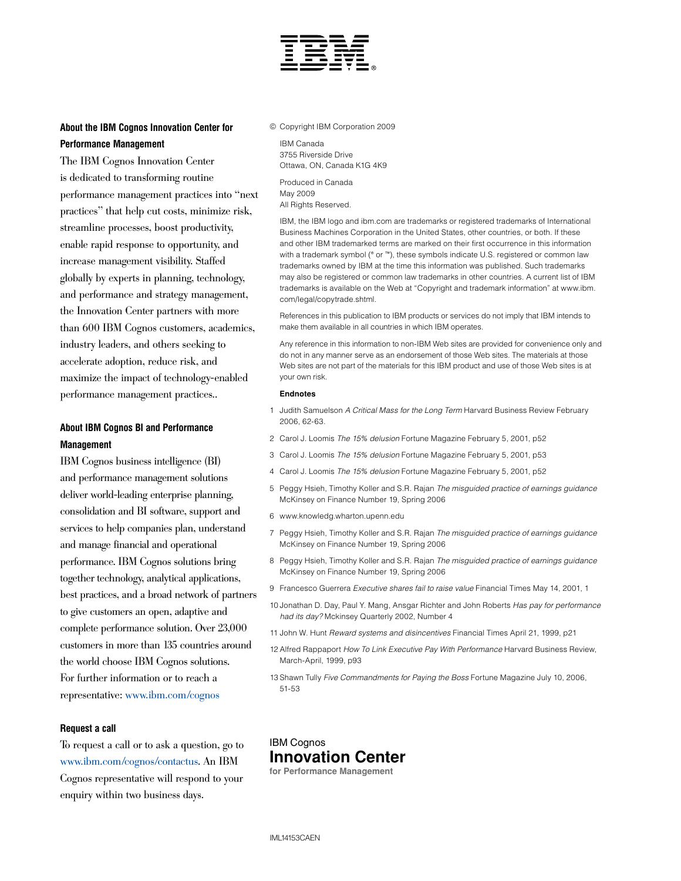## About the IBM Cognos Innovation Center for Performance Management

The IBM Cognos Innovation Center is dedicated to transforming routine performance management practices into "next practices" that help cut costs, minimize risk, streamline processes, boost productivity, enable rapid response to opportunity, and increase management visibility. Staffed globally by experts in planning, technology, and performance and strategy management, the Innovation Center partners with more than 600 IBM Cognos customers, academics, industry leaders, and others seeking to accelerate adoption, reduce risk, and maximize the impact of technology-enabled performance management practices..

## About IBM Cognos BI and Performance Management

IBM Cognos business intelligence (BI) and performance management solutions deliver world-leading enterprise planning, consolidation and BI software, support and services to help companies plan, understand and manage financial and operational performance. IBM Cognos solutions bring together technology, analytical applications, best practices, and a broad network of partners to give customers an open, adaptive and complete performance solution. Over 23,000 customers in more than 135 countries around the world choose IBM Cognos solutions. For further information or to reach a representative: www.ibm.com/cognos

## Request a call

To request a call or to ask a question, go to www.ibm.com/cognos/contactus. An IBM Cognos representative will respond to your enquiry within two business days.

© Copyright IBM Corporation 2009

IBM Canada
3755 Riverside Drive
Ottawa, ON, Canada K1G 4K9

Produced in Canada
May 2009
All Rights Reserved.

IBM, the IBM logo and ibm.com are trademarks or registered trademarks of International Business Machines Corporation in the United States, other countries, or both. If these and other IBM trademarked terms are marked on their first occurrence in this information with a trademark symbol (® or ™), these symbols indicate U.S. registered or common law trademarks owned by IBM at the time this information was published. Such trademarks may also be registered or common law trademarks in other countries. A current list of IBM trademarks is available on the Web at "Copyright and trademark information" at www.ibm.com/legal/copytrade.shtml.

References in this publication to IBM products or services do not imply that IBM intends to make them available in all countries in which IBM operates.

Any reference in this information to non-IBM Web sites are provided for convenience only and do not in any manner serve as an endorsement of those Web sites. The materials at those Web sites are not part of the materials for this IBM product and use of those Web sites is at your own risk.

**Endnotes**

1. Judith Samuelson *A Critical Mass for the Long Term* Harvard Business Review February 2006, 62-63.
2. Carol J. Loomis *The 15% delusion* Fortune Magazine February 5, 2001, p52
3. Carol J. Loomis *The 15% delusion* Fortune Magazine February 5, 2001, p53
4. Carol J. Loomis *The 15% delusion* Fortune Magazine February 5, 2001, p52
5. Peggy Hsieh, Timothy Koller and S.R. Rajan *The misguided practice of earnings guidance* McKinsey on Finance Number 19, Spring 2006
6. www.knowledg.wharton.upenn.edu
7. Peggy Hsieh, Timothy Koller and S.R. Rajan *The misguided practice of earnings guidance* McKinsey on Finance Number 19, Spring 2006
8. Peggy Hsieh, Timothy Koller and S.R. Rajan *The misguided practice of earnings guidance* McKinsey on Finance Number 19, Spring 2006
9. Francesco Guerrera *Executive shares fail to raise value* Financial Times May 14, 2001, 1
10. Jonathan D. Day, Paul Y. Mang, Ansgar Richter and John Roberts *Has pay for performance had its day?* Mckinsey Quarterly 2002, Number 4
11. John W. Hunt *Reward systems and disincentives* Financial Times April 21, 1999, p21
12. Alfred Rappaport *How To Link Executive Pay With Performance* Harvard Business Review, March-April, 1999, p93
13. Shawn Tully *Five Commandments for Paying the Boss* Fortune Magazine July 10, 2006, 51-53

IBM Cognos
**Innovation Center**
**for Performance Management**

IML14153CAEN